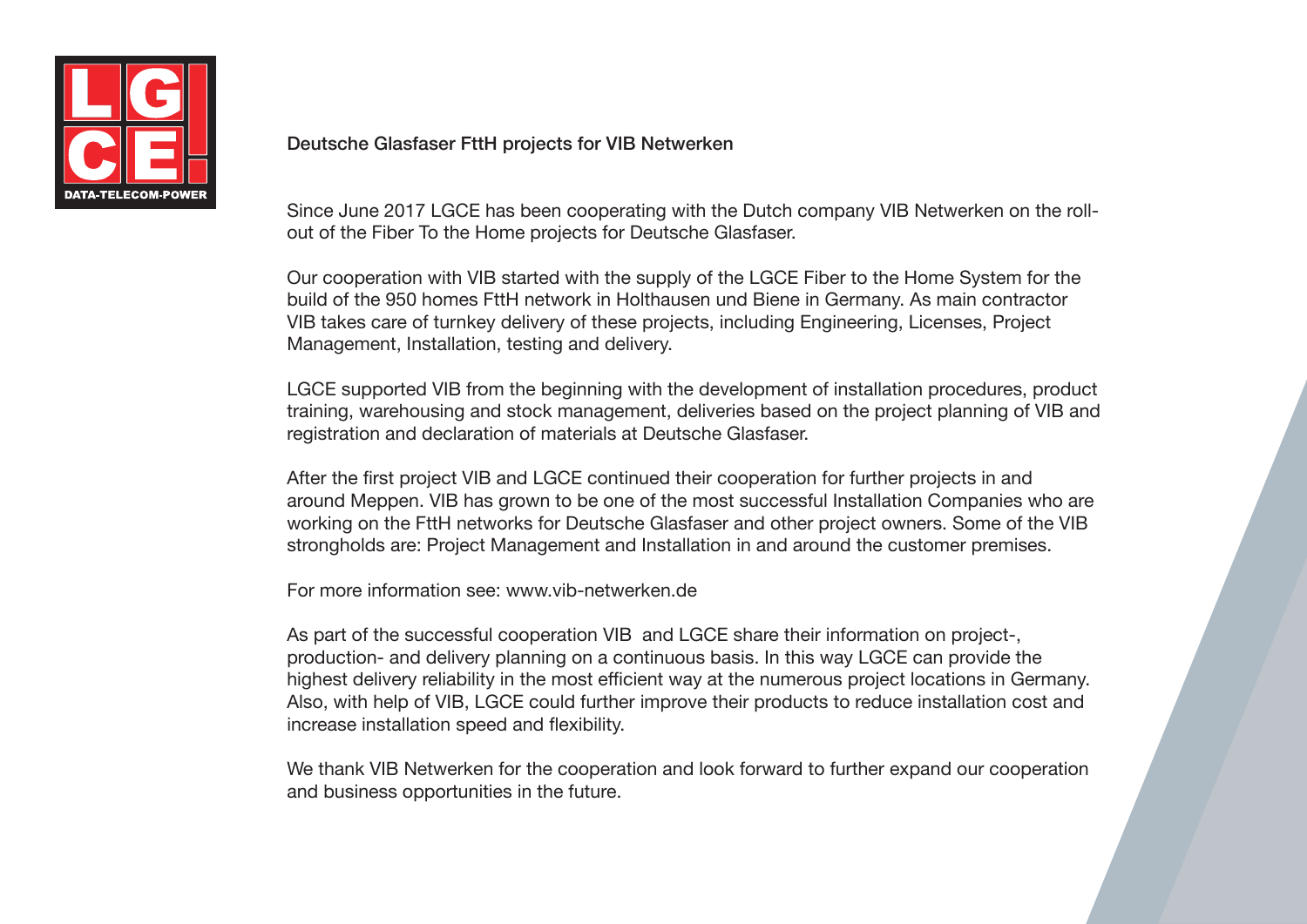# Deutsche Glasfaser FttH projects for VIB Netwerken

Since June 2017 LGCE has been cooperating with the Dutch company VIB Netwerken on the roll-out of the Fiber To the Home projects for Deutsche Glasfaser.

Our cooperation with VIB started with the supply of the LGCE Fiber to the Home System for the build of the 950 homes FttH network in Holthausen und Biene in Germany. As main contractor VIB takes care of turnkey delivery of these projects, including Engineering, Licenses, Project Management, Installation, testing and delivery.

LGCE supported VIB from the beginning with the development of installation procedures, product training, warehousing and stock management, deliveries based on the project planning of VIB and registration and declaration of materials at Deutsche Glasfaser.

After the first project VIB and LGCE continued their cooperation for further projects in and around Meppen. VIB has grown to be one of the most successful Installation Companies who are working on the FttH networks for Deutsche Glasfaser and other project owners. Some of the VIB strongholds are: Project Management and Installation in and around the customer premises.

For more information see: www.vib-netwerken.de

As part of the successful cooperation VIB and LGCE share their information on project-, production- and delivery planning on a continuous basis. In this way LGCE can provide the highest delivery reliability in the most efficient way at the numerous project locations in Germany. Also, with help of VIB, LGCE could further improve their products to reduce installation cost and increase installation speed and flexibility.

We thank VIB Netwerken for the cooperation and look forward to further expand our cooperation and business opportunities in the future.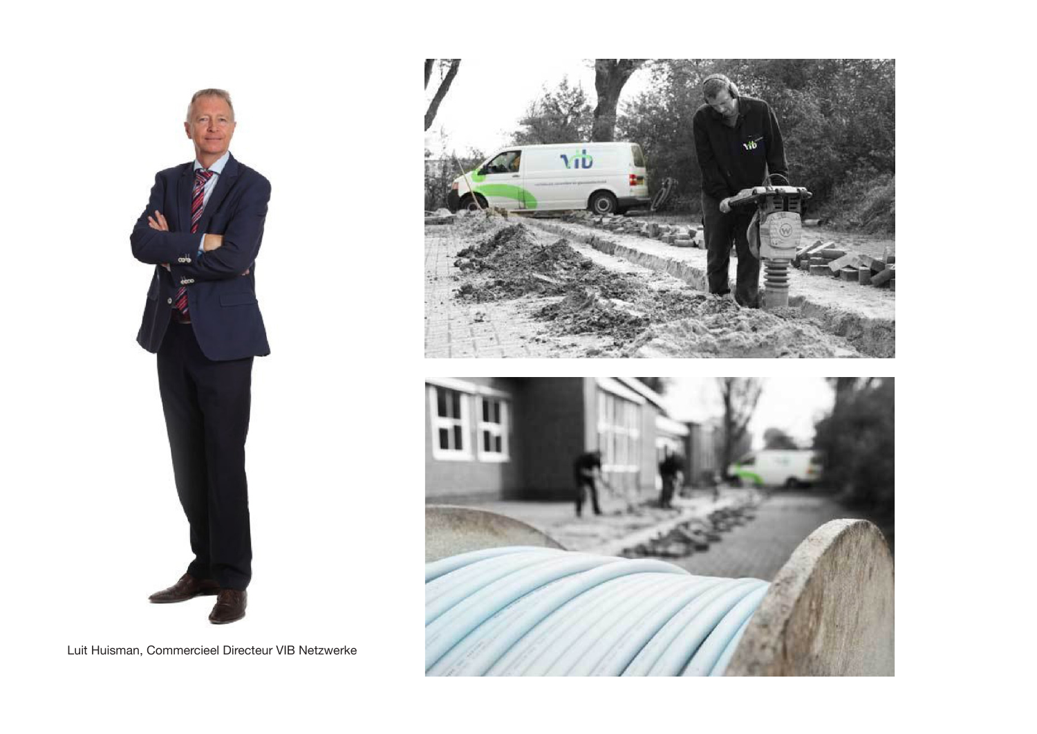Luit Huisman, Commercieel Directeur VIB Netzwerke